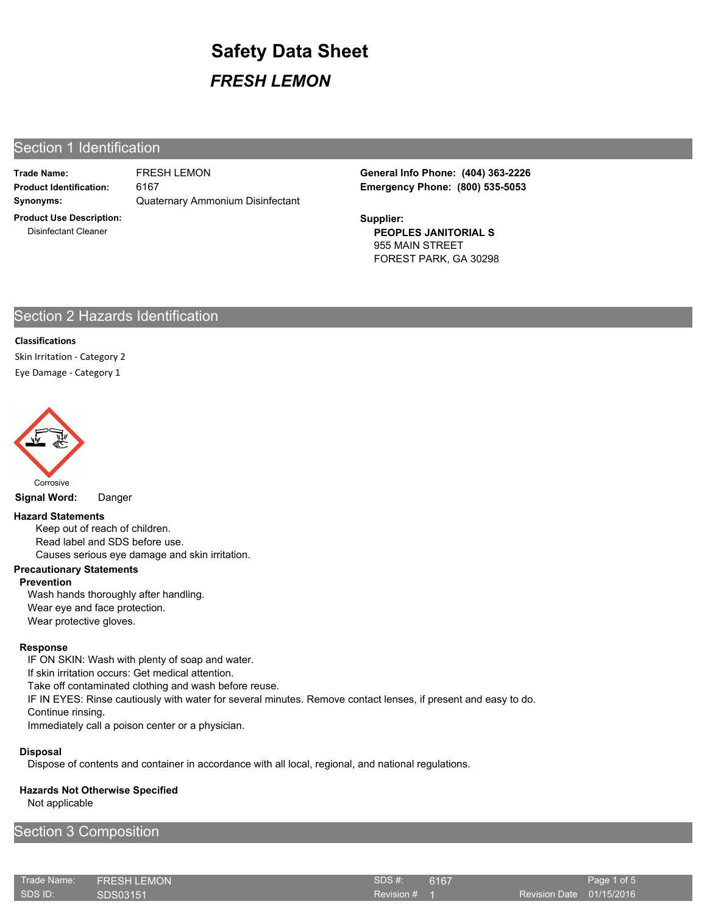# Safety Data Sheet

## *FRESH LEMON*

## Section 1 Identification

**Trade Name:** FRESH LEMON
**Product Identification:** 6167
**Synonyms:** Quaternary Ammonium Disinfectant

**Product Use Description:**
Disinfectant Cleaner

**General Info Phone: (404) 363-2226**
**Emergency Phone: (800) 535-5053**

**Supplier:**
**PEOPLES JANITORIAL S**
955 MAIN STREET
FOREST PARK, GA 30298

## Section 2 Hazards Identification

**Classifications**

Skin Irritation - Category 2

Eye Damage - Category 1

Corrosive

**Signal Word:** Danger

**Hazard Statements**

Keep out of reach of children.
Read label and SDS before use.
Causes serious eye damage and skin irritation.

**Precautionary Statements**

**Prevention**

Wash hands thoroughly after handling.
Wear eye and face protection.
Wear protective gloves.

**Response**

IF ON SKIN: Wash with plenty of soap and water.
If skin irritation occurs: Get medical attention.
Take off contaminated clothing and wash before reuse.
IF IN EYES: Rinse cautiously with water for several minutes. Remove contact lenses, if present and easy to do.
Continue rinsing.
Immediately call a poison center or a physician.

**Disposal**

Dispose of contents and container in accordance with all local, regional, and national regulations.

**Hazards Not Otherwise Specified**

Not applicable

## Section 3 Composition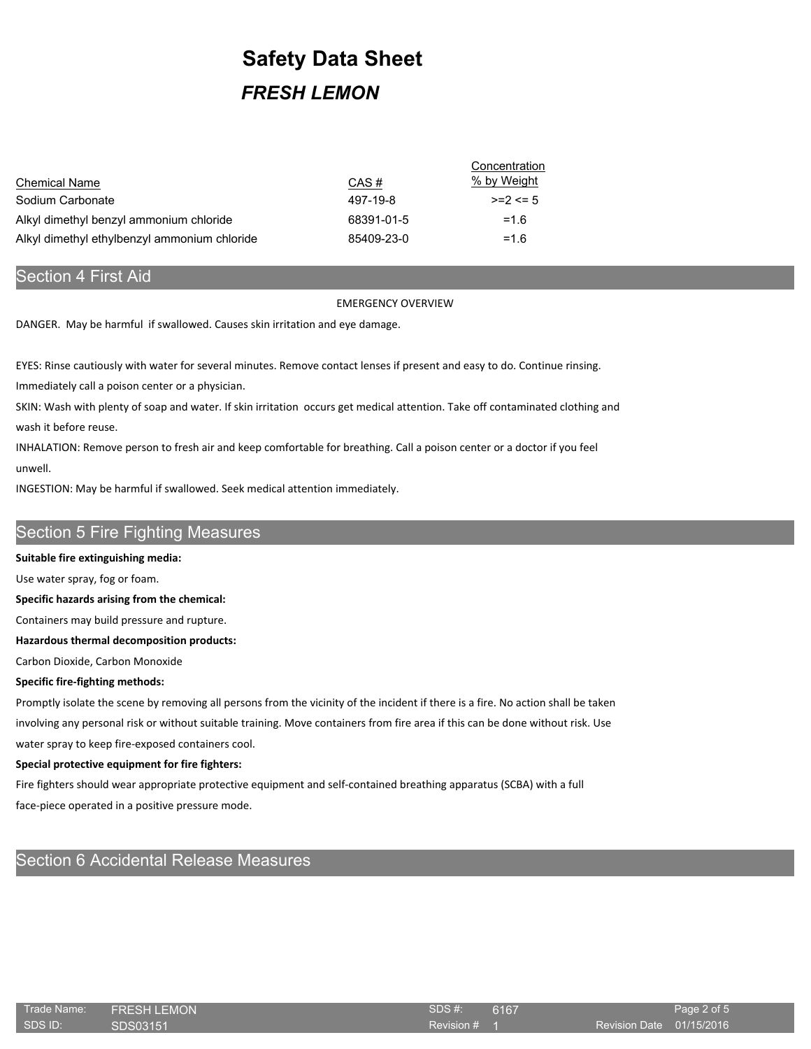# Safety Data Sheet

## *FRESH LEMON*

| Chemical Name | CAS # | Concentration % by Weight |
|---|---|---|
| Sodium Carbonate | 497-19-8 | >=2 <= 5 |
| Alkyl dimethyl benzyl ammonium chloride | 68391-01-5 | =1.6 |
| Alkyl dimethyl ethylbenzyl ammonium chloride | 85409-23-0 | =1.6 |

## Section 4 First Aid

EMERGENCY OVERVIEW

DANGER. May be harmful if swallowed. Causes skin irritation and eye damage.

EYES: Rinse cautiously with water for several minutes. Remove contact lenses if present and easy to do. Continue rinsing. Immediately call a poison center or a physician.

SKIN: Wash with plenty of soap and water. If skin irritation occurs get medical attention. Take off contaminated clothing and wash it before reuse.

INHALATION: Remove person to fresh air and keep comfortable for breathing. Call a poison center or a doctor if you feel unwell.

INGESTION: May be harmful if swallowed. Seek medical attention immediately.

## Section 5 Fire Fighting Measures

**Suitable fire extinguishing media:**

Use water spray, fog or foam.

**Specific hazards arising from the chemical:**

Containers may build pressure and rupture.

**Hazardous thermal decomposition products:**

Carbon Dioxide, Carbon Monoxide

**Specific fire-fighting methods:**

Promptly isolate the scene by removing all persons from the vicinity of the incident if there is a fire. No action shall be taken involving any personal risk or without suitable training. Move containers from fire area if this can be done without risk. Use water spray to keep fire-exposed containers cool.

**Special protective equipment for fire fighters:**

Fire fighters should wear appropriate protective equipment and self-contained breathing apparatus (SCBA) with a full face-piece operated in a positive pressure mode.

## Section 6 Accidental Release Measures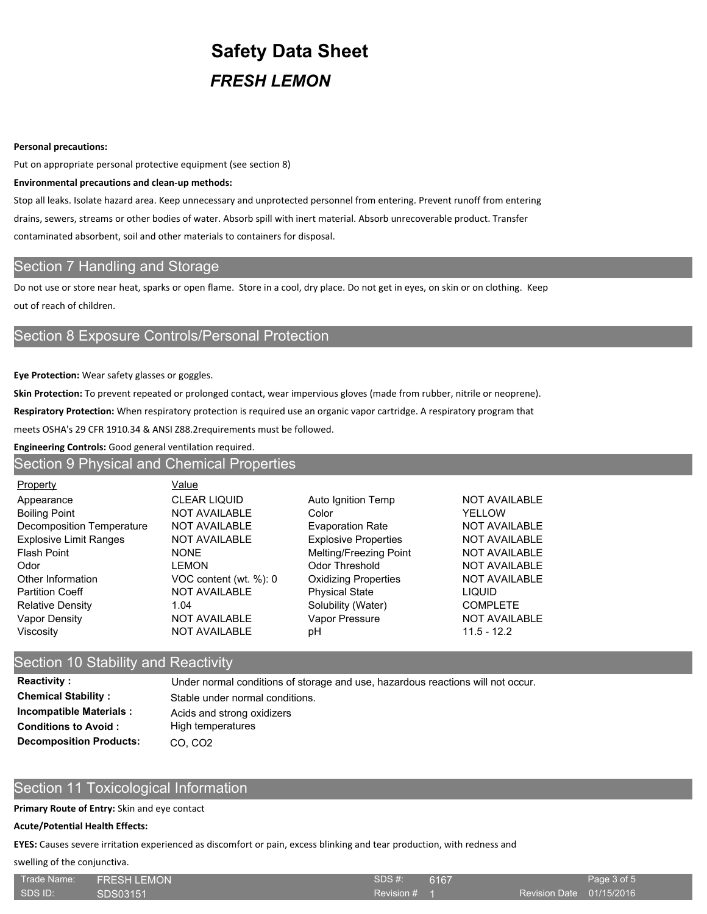# Safety Data Sheet

## *FRESH LEMON*

**Personal precautions:**

Put on appropriate personal protective equipment (see section 8)

**Environmental precautions and clean-up methods:**

Stop all leaks. Isolate hazard area. Keep unnecessary and unprotected personnel from entering. Prevent runoff from entering drains, sewers, streams or other bodies of water. Absorb spill with inert material. Absorb unrecoverable product. Transfer contaminated absorbent, soil and other materials to containers for disposal.

## Section 7 Handling and Storage

Do not use or store near heat, sparks or open flame. Store in a cool, dry place. Do not get in eyes, on skin or on clothing. Keep out of reach of children.

## Section 8 Exposure Controls/Personal Protection

**Eye Protection:** Wear safety glasses or goggles.

**Skin Protection:** To prevent repeated or prolonged contact, wear impervious gloves (made from rubber, nitrile or neoprene).

**Respiratory Protection:** When respiratory protection is required use an organic vapor cartridge. A respiratory program that meets OSHA's 29 CFR 1910.34 & ANSI Z88.2requirements must be followed.

**Engineering Controls:** Good general ventilation required.

## Section 9 Physical and Chemical Properties

| Property | Value | | |
|---|---|---|---|
| Appearance | CLEAR LIQUID | Auto Ignition Temp | NOT AVAILABLE |
| Boiling Point | NOT AVAILABLE | Color | YELLOW |
| Decomposition Temperature | NOT AVAILABLE | Evaporation Rate | NOT AVAILABLE |
| Explosive Limit Ranges | NOT AVAILABLE | Explosive Properties | NOT AVAILABLE |
| Flash Point | NONE | Melting/Freezing Point | NOT AVAILABLE |
| Odor | LEMON | Odor Threshold | NOT AVAILABLE |
| Other Information | VOC content (wt. %): 0 | Oxidizing Properties | NOT AVAILABLE |
| Partition Coeff | NOT AVAILABLE | Physical State | LIQUID |
| Relative Density | 1.04 | Solubility (Water) | COMPLETE |
| Vapor Density | NOT AVAILABLE | Vapor Pressure | NOT AVAILABLE |
| Viscosity | NOT AVAILABLE | pH | 11.5 - 12.2 |

## Section 10 Stability and Reactivity

**Reactivity :** Under normal conditions of storage and use, hazardous reactions will not occur.

**Chemical Stability :** Stable under normal conditions.

**Incompatible Materials :** Acids and strong oxidizers

**Conditions to Avoid :** High temperatures

**Decomposition Products:** CO, $CO_2$

## Section 11 Toxicological Information

**Primary Route of Entry:** Skin and eye contact

**Acute/Potential Health Effects:**

**EYES:** Causes severe irritation experienced as discomfort or pain, excess blinking and tear production, with redness and swelling of the conjunctiva.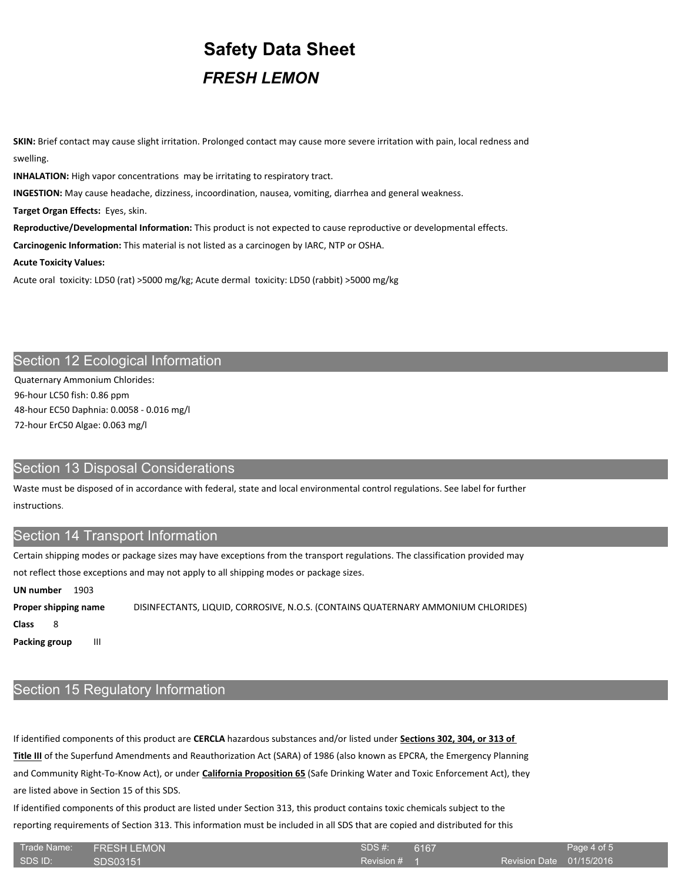# Safety Data Sheet

## *FRESH LEMON*

**SKIN:** Brief contact may cause slight irritation. Prolonged contact may cause more severe irritation with pain, local redness and swelling.

**INHALATION:** High vapor concentrations may be irritating to respiratory tract.

**INGESTION:** May cause headache, dizziness, incoordination, nausea, vomiting, diarrhea and general weakness.

**Target Organ Effects:** Eyes, skin.

**Reproductive/Developmental Information:** This product is not expected to cause reproductive or developmental effects.

**Carcinogenic Information:** This material is not listed as a carcinogen by IARC, NTP or OSHA.

**Acute Toxicity Values:**

Acute oral toxicity: LD50 (rat) >5000 mg/kg; Acute dermal toxicity: LD50 (rabbit) >5000 mg/kg

## Section 12 Ecological Information

Quaternary Ammonium Chlorides:
96-hour LC50 fish: 0.86 ppm
48-hour EC50 Daphnia: 0.0058 - 0.016 mg/l
72-hour ErC50 Algae: 0.063 mg/l

## Section 13 Disposal Considerations

Waste must be disposed of in accordance with federal, state and local environmental control regulations. See label for further instructions.

## Section 14 Transport Information

Certain shipping modes or package sizes may have exceptions from the transport regulations. The classification provided may not reflect those exceptions and may not apply to all shipping modes or package sizes.

**UN number** 1903

**Proper shipping name** DISINFECTANTS, LIQUID, CORROSIVE, N.O.S. (CONTAINS QUATERNARY AMMONIUM CHLORIDES)

**Class** 8

**Packing group** III

## Section 15 Regulatory Information

If identified components of this product are **CERCLA** hazardous substances and/or listed under **Sections 302, 304, or 313 of Title III** of the Superfund Amendments and Reauthorization Act (SARA) of 1986 (also known as EPCRA, the Emergency Planning and Community Right-To-Know Act), or under **California Proposition 65** (Safe Drinking Water and Toxic Enforcement Act), they are listed above in Section 15 of this SDS.

If identified components of this product are listed under Section 313, this product contains toxic chemicals subject to the reporting requirements of Section 313. This information must be included in all SDS that are copied and distributed for this

| Trade Name: | FRESH LEMON | SDS #: | 6167 | | |
|---|---|---|---|---|---|
| SDS ID: | SDS03151 | Revision # | 1 | Revision Date | 01/15/2016 |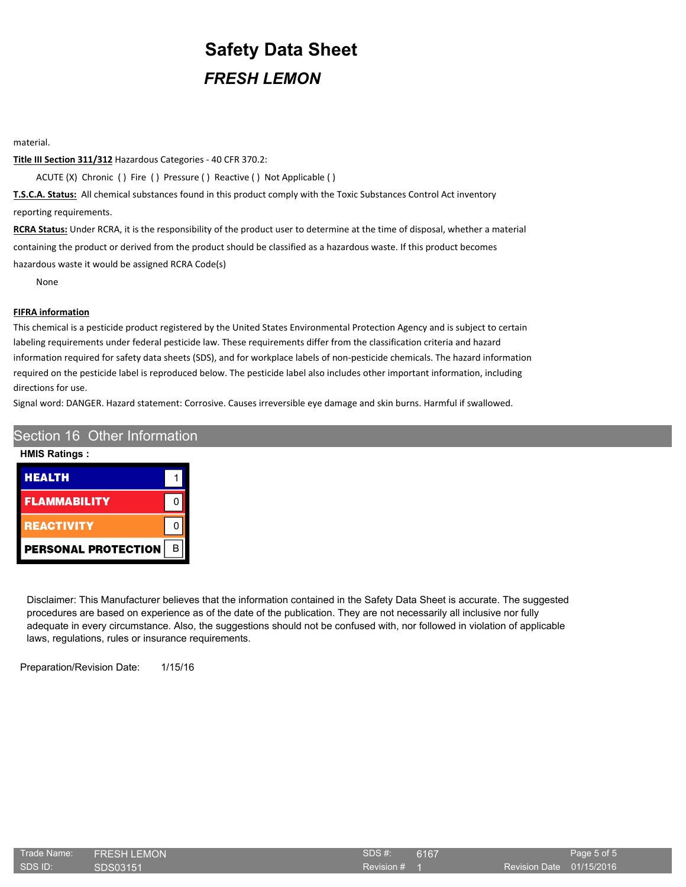material.

**Title III Section 311/312** Hazardous Categories - 40 CFR 370.2:

ACUTE (X) Chronic ( ) Fire ( ) Pressure ( ) Reactive ( ) Not Applicable ( )

**T.S.C.A. Status:** All chemical substances found in this product comply with the Toxic Substances Control Act inventory reporting requirements.

**RCRA Status:** Under RCRA, it is the responsibility of the product user to determine at the time of disposal, whether a material containing the product or derived from the product should be classified as a hazardous waste. If this product becomes hazardous waste it would be assigned RCRA Code(s)

None

**FIFRA information**

This chemical is a pesticide product registered by the United States Environmental Protection Agency and is subject to certain labeling requirements under federal pesticide law. These requirements differ from the classification criteria and hazard information required for safety data sheets (SDS), and for workplace labels of non-pesticide chemicals. The hazard information required on the pesticide label is reproduced below. The pesticide label also includes other important information, including directions for use.

Signal word: DANGER. Hazard statement: Corrosive. Causes irreversible eye damage and skin burns. Harmful if swallowed.

## Section 16 Other Information

**HMIS Ratings :**

| | |
|---|---|
| HEALTH | 1 |
| FLAMMABILITY | 0 |
| REACTIVITY | 0 |
| PERSONAL PROTECTION | B |

Disclaimer: This Manufacturer believes that the information contained in the Safety Data Sheet is accurate. The suggested procedures are based on experience as of the date of the publication. They are not necessarily all inclusive nor fully adequate in every circumstance. Also, the suggestions should not be confused with, nor followed in violation of applicable laws, regulations, rules or insurance requirements.

Preparation/Revision Date: 1/15/16